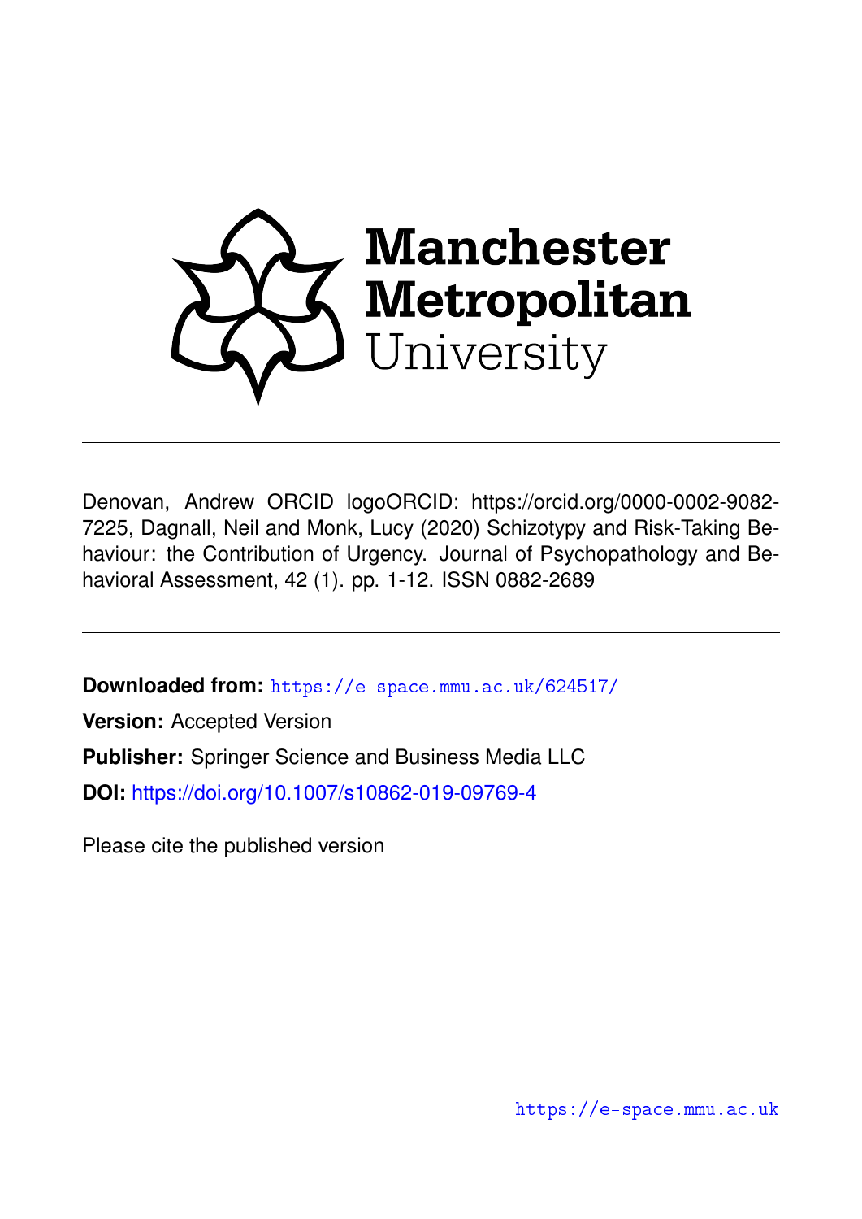Manchester Metropolitan University

---

Denovan, Andrew ORCID logoORCID: https://orcid.org/0000-0002-9082-7225, Dagnall, Neil and Monk, Lucy (2020) Schizotypy and Risk-Taking Behaviour: the Contribution of Urgency. Journal of Psychopathology and Behavioral Assessment, 42 (1). pp. 1-12. ISSN 0882-2689

---

**Downloaded from:** https://e-space.mmu.ac.uk/624517/

**Version:** Accepted Version

**Publisher:** Springer Science and Business Media LLC

**DOI:** https://doi.org/10.1007/s10862-019-09769-4

Please cite the published version

https://e-space.mmu.ac.uk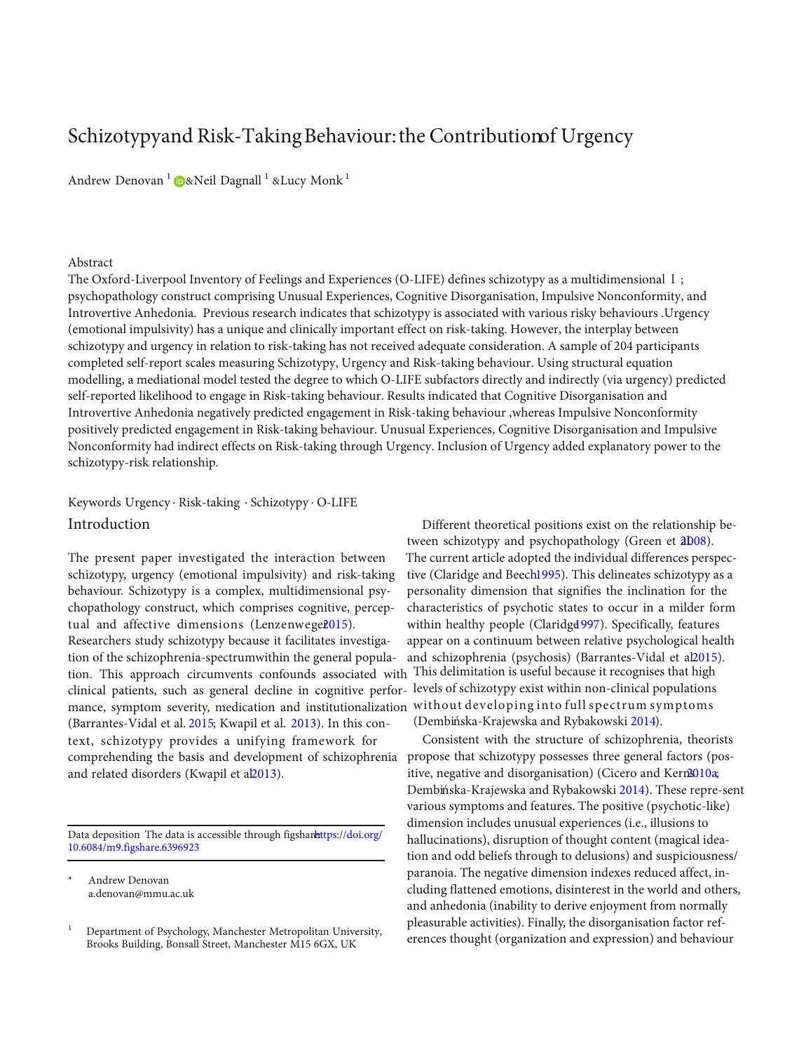# Schizotypy and Risk-Taking Behaviour: the Contribution of Urgency

Andrew Denovan [1] & Neil Dagnall [1] & Lucy Monk [1]

## Abstract

The Oxford-Liverpool Inventory of Feelings and Experiences (O-LIFE) defines schizotypy as a multidimensional 1 ; psychopathology construct comprising Unusual Experiences, Cognitive Disorganisation, Impulsive Nonconformity, and Introvertive Anhedonia. Previous research indicates that schizotypy is associated with various risky behaviours .Urgency (emotional impulsivity) has a unique and clinically important effect on risk-taking. However, the interplay between schizotypy and urgency in relation to risk-taking has not received adequate consideration. A sample of 204 participants completed self-report scales measuring Schizotypy, Urgency and Risk-taking behaviour. Using structural equation modelling, a mediational model tested the degree to which O-LIFE subfactors directly and indirectly (via urgency) predicted self-reported likelihood to engage in Risk-taking behaviour. Results indicated that Cognitive Disorganisation and Introvertive Anhedonia negatively predicted engagement in Risk-taking behaviour ,whereas Impulsive Nonconformity positively predicted engagement in Risk-taking behaviour. Unusual Experiences, Cognitive Disorganisation and Impulsive Nonconformity had indirect effects on Risk-taking through Urgency. Inclusion of Urgency added explanatory power to the schizotypy-risk relationship.

Keywords Urgency · Risk-taking · Schizotypy · O-LIFE

## Introduction

The present paper investigated the interaction between schizotypy, urgency (emotional impulsivity) and risk-taking behaviour. Schizotypy is a complex, multidimensional psychopathology construct, which comprises cognitive, perceptual and affective dimensions (Lenzenweger 2015). Researchers study schizotypy because it facilitates investigation of the schizophrenia-spectrum within the general population. This approach circumvents confounds associated with clinical patients, such as general decline in cognitive performance, symptom severity, medication and institutionalization (Barrantes-Vidal et al. 2015; Kwapil et al. 2013). In this context, schizotypy provides a unifying framework for comprehending the basis and development of schizophrenia and related disorders (Kwapil et al. 2013).

Different theoretical positions exist on the relationship between schizotypy and psychopathology (Green et al. 2008). The current article adopted the individual differences perspective (Claridge and Beech 1995). This delineates schizotypy as a personality dimension that signifies the inclination for the characteristics of psychotic states to occur in a milder form within healthy people (Claridge 1997). Specifically, features appear on a continuum between relative psychological health and schizophrenia (psychosis) (Barrantes-Vidal et al. 2015). This delimitation is useful because it recognises that high levels of schizotypy exist within non-clinical populations without developing into full spectrum symptoms (Dembińska-Krajewska and Rybakowski 2014).

Consistent with the structure of schizophrenia, theorists propose that schizotypy possesses three general factors (positive, negative and disorganisation) (Cicero and Kerns 2010a; Dembińska-Krajewska and Rybakowski 2014). These represent various symptoms and features. The positive (psychotic-like) dimension includes unusual experiences (i.e., illusions to hallucinations), disruption of thought content (magical ideation and odd beliefs through to delusions) and suspiciousness/paranoia. The negative dimension indexes reduced affect, including flattened emotions, disinterest in the world and others, and anhedonia (inability to derive enjoyment from normally pleasurable activities). Finally, the disorganisation factor references thought (organization and expression) and behaviour

---

Data deposition The data is accessible through figshare: https://doi.org/10.6084/m9.figshare.6396923

\* Andrew Denovan
a.denovan@mmu.ac.uk

[1] Department of Psychology, Manchester Metropolitan University, Brooks Building, Bonsall Street, Manchester M15 6GX, UK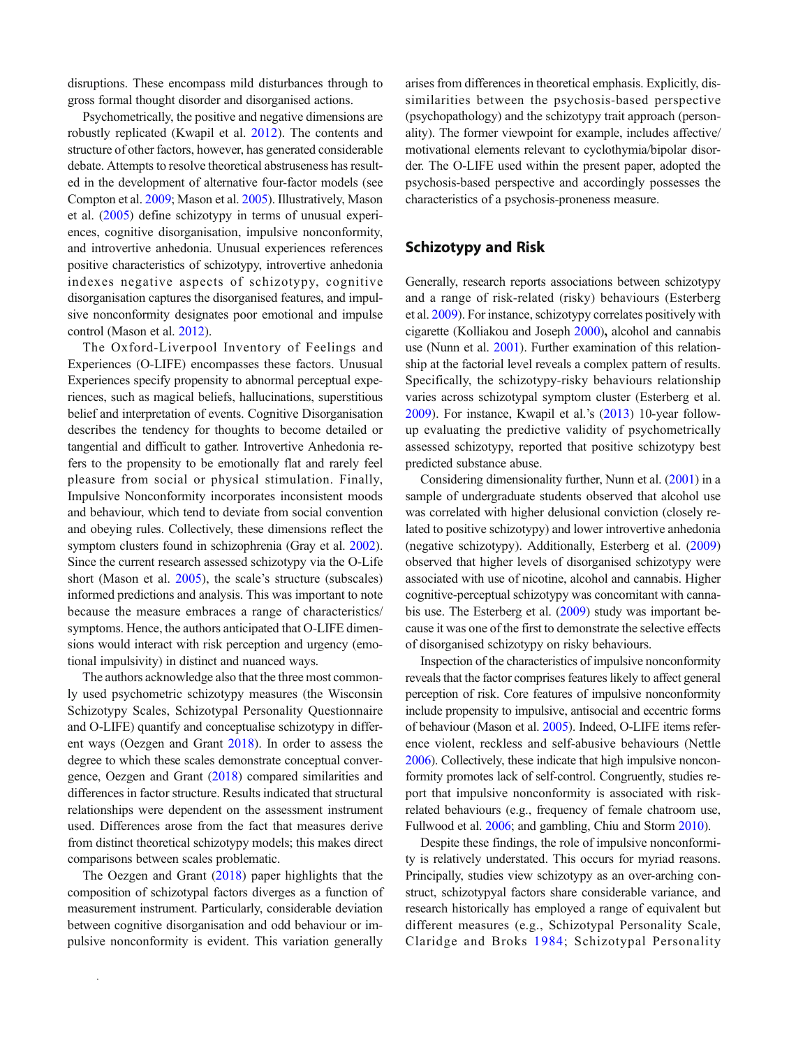disruptions. These encompass mild disturbances through to gross formal thought disorder and disorganised actions.

Psychometrically, the positive and negative dimensions are robustly replicated (Kwapil et al. 2012). The contents and structure of other factors, however, has generated considerable debate. Attempts to resolve theoretical abstruseness has resulted in the development of alternative four-factor models (see Compton et al. 2009; Mason et al. 2005). Illustratively, Mason et al. (2005) define schizotypy in terms of unusual experiences, cognitive disorganisation, impulsive nonconformity, and introvertive anhedonia. Unusual experiences references positive characteristics of schizotypy, introvertive anhedonia indexes negative aspects of schizotypy, cognitive disorganisation captures the disorganised features, and impulsive nonconformity designates poor emotional and impulse control (Mason et al. 2012).

The Oxford-Liverpool Inventory of Feelings and Experiences (O-LIFE) encompasses these factors. Unusual Experiences specify propensity to abnormal perceptual experiences, such as magical beliefs, hallucinations, superstitious belief and interpretation of events. Cognitive Disorganisation describes the tendency for thoughts to become detailed or tangential and difficult to gather. Introvertive Anhedonia refers to the propensity to be emotionally flat and rarely feel pleasure from social or physical stimulation. Finally, Impulsive Nonconformity incorporates inconsistent moods and behaviour, which tend to deviate from social convention and obeying rules. Collectively, these dimensions reflect the symptom clusters found in schizophrenia (Gray et al. 2002). Since the current research assessed schizotypy via the O-Life short (Mason et al. 2005), the scale's structure (subscales) informed predictions and analysis. This was important to note because the measure embraces a range of characteristics/symptoms. Hence, the authors anticipated that O-LIFE dimensions would interact with risk perception and urgency (emotional impulsivity) in distinct and nuanced ways.

The authors acknowledge also that the three most commonly used psychometric schizotypy measures (the Wisconsin Schizotypy Scales, Schizotypal Personality Questionnaire and O-LIFE) quantify and conceptualise schizotypy in different ways (Oezgen and Grant 2018). In order to assess the degree to which these scales demonstrate conceptual convergence, Oezgen and Grant (2018) compared similarities and differences in factor structure. Results indicated that structural relationships were dependent on the assessment instrument used. Differences arose from the fact that measures derive from distinct theoretical schizotypy models; this makes direct comparisons between scales problematic.

The Oezgen and Grant (2018) paper highlights that the composition of schizotypal factors diverges as a function of measurement instrument. Particularly, considerable deviation between cognitive disorganisation and odd behaviour or impulsive nonconformity is evident. This variation generally arises from differences in theoretical emphasis. Explicitly, dissimilarities between the psychosis-based perspective (psychopathology) and the schizotypy trait approach (personality). The former viewpoint for example, includes affective/motivational elements relevant to cyclothymia/bipolar disorder. The O-LIFE used within the present paper, adopted the psychosis-based perspective and accordingly possesses the characteristics of a psychosis-proneness measure.

## Schizotypy and Risk

Generally, research reports associations between schizotypy and a range of risk-related (risky) behaviours (Esterberg et al. 2009). For instance, schizotypy correlates positively with cigarette (Kolliakou and Joseph 2000), alcohol and cannabis use (Nunn et al. 2001). Further examination of this relationship at the factorial level reveals a complex pattern of results. Specifically, the schizotypy-risky behaviours relationship varies across schizotypal symptom cluster (Esterberg et al. 2009). For instance, Kwapil et al.'s (2013) 10-year follow-up evaluating the predictive validity of psychometrically assessed schizotypy, reported that positive schizotypy best predicted substance abuse.

Considering dimensionality further, Nunn et al. (2001) in a sample of undergraduate students observed that alcohol use was correlated with higher delusional conviction (closely related to positive schizotypy) and lower introvertive anhedonia (negative schizotypy). Additionally, Esterberg et al. (2009) observed that higher levels of disorganised schizotypy were associated with use of nicotine, alcohol and cannabis. Higher cognitive-perceptual schizotypy was concomitant with cannabis use. The Esterberg et al. (2009) study was important because it was one of the first to demonstrate the selective effects of disorganised schizotypy on risky behaviours.

Inspection of the characteristics of impulsive nonconformity reveals that the factor comprises features likely to affect general perception of risk. Core features of impulsive nonconformity include propensity to impulsive, antisocial and eccentric forms of behaviour (Mason et al. 2005). Indeed, O-LIFE items reference violent, reckless and self-abusive behaviours (Nettle 2006). Collectively, these indicate that high impulsive nonconformity promotes lack of self-control. Congruently, studies report that impulsive nonconformity is associated with risk-related behaviours (e.g., frequency of female chatroom use, Fullwood et al. 2006; and gambling, Chiu and Storm 2010).

Despite these findings, the role of impulsive nonconformity is relatively understated. This occurs for myriad reasons. Principally, studies view schizotypy as an over-arching construct, schizotypyal factors share considerable variance, and research historically has employed a range of equivalent but different measures (e.g., Schizotypal Personality Scale, Claridge and Broks 1984; Schizotypal Personality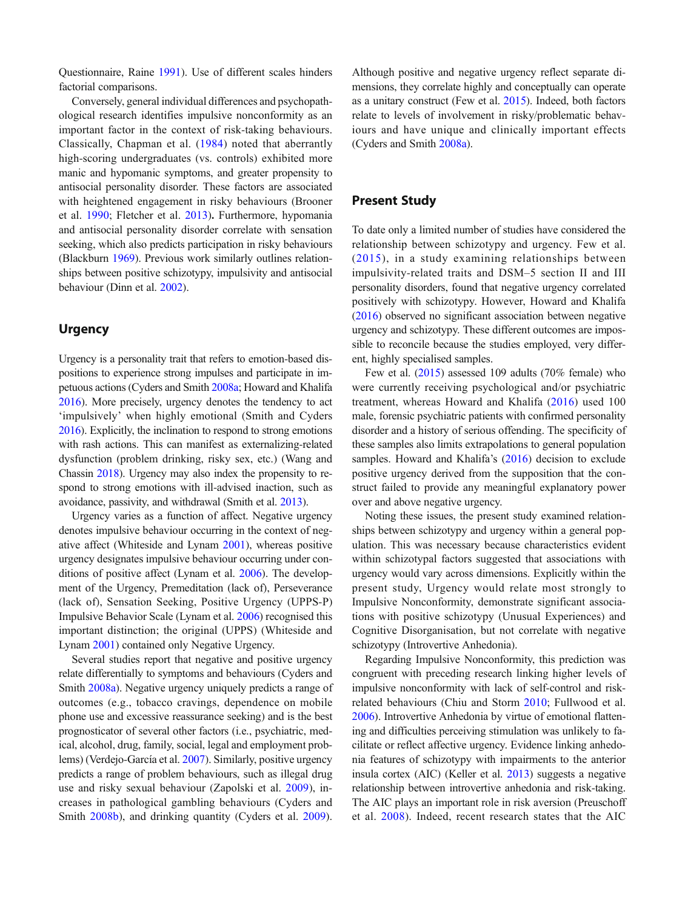Questionnaire, Raine 1991). Use of different scales hinders factorial comparisons.

Conversely, general individual differences and psychopathological research identifies impulsive nonconformity as an important factor in the context of risk-taking behaviours. Classically, Chapman et al. (1984) noted that aberrantly high-scoring undergraduates (vs. controls) exhibited more manic and hypomanic symptoms, and greater propensity to antisocial personality disorder. These factors are associated with heightened engagement in risky behaviours (Brooner et al. 1990; Fletcher et al. 2013). Furthermore, hypomania and antisocial personality disorder correlate with sensation seeking, which also predicts participation in risky behaviours (Blackburn 1969). Previous work similarly outlines relationships between positive schizotypy, impulsivity and antisocial behaviour (Dinn et al. 2002).

## Urgency

Urgency is a personality trait that refers to emotion-based dispositions to experience strong impulses and participate in impetuous actions (Cyders and Smith 2008a; Howard and Khalifa 2016). More precisely, urgency denotes the tendency to act 'impulsively' when highly emotional (Smith and Cyders 2016). Explicitly, the inclination to respond to strong emotions with rash actions. This can manifest as externalizing-related dysfunction (problem drinking, risky sex, etc.) (Wang and Chassin 2018). Urgency may also index the propensity to respond to strong emotions with ill-advised inaction, such as avoidance, passivity, and withdrawal (Smith et al. 2013).

Urgency varies as a function of affect. Negative urgency denotes impulsive behaviour occurring in the context of negative affect (Whiteside and Lynam 2001), whereas positive urgency designates impulsive behaviour occurring under conditions of positive affect (Lynam et al. 2006). The development of the Urgency, Premeditation (lack of), Perseverance (lack of), Sensation Seeking, Positive Urgency (UPPS-P) Impulsive Behavior Scale (Lynam et al. 2006) recognised this important distinction; the original (UPPS) (Whiteside and Lynam 2001) contained only Negative Urgency.

Several studies report that negative and positive urgency relate differentially to symptoms and behaviours (Cyders and Smith 2008a). Negative urgency uniquely predicts a range of outcomes (e.g., tobacco cravings, dependence on mobile phone use and excessive reassurance seeking) and is the best prognosticator of several other factors (i.e., psychiatric, medical, alcohol, drug, family, social, legal and employment problems) (Verdejo-García et al. 2007). Similarly, positive urgency predicts a range of problem behaviours, such as illegal drug use and risky sexual behaviour (Zapolski et al. 2009), increases in pathological gambling behaviours (Cyders and Smith 2008b), and drinking quantity (Cyders et al. 2009). Although positive and negative urgency reflect separate dimensions, they correlate highly and conceptually can operate as a unitary construct (Few et al. 2015). Indeed, both factors relate to levels of involvement in risky/problematic behaviours and have unique and clinically important effects (Cyders and Smith 2008a).

## Present Study

To date only a limited number of studies have considered the relationship between schizotypy and urgency. Few et al. (2015), in a study examining relationships between impulsivity-related traits and DSM–5 section II and III personality disorders, found that negative urgency correlated positively with schizotypy. However, Howard and Khalifa (2016) observed no significant association between negative urgency and schizotypy. These different outcomes are impossible to reconcile because the studies employed, very different, highly specialised samples.

Few et al. (2015) assessed 109 adults (70% female) who were currently receiving psychological and/or psychiatric treatment, whereas Howard and Khalifa (2016) used 100 male, forensic psychiatric patients with confirmed personality disorder and a history of serious offending. The specificity of these samples also limits extrapolations to general population samples. Howard and Khalifa's (2016) decision to exclude positive urgency derived from the supposition that the construct failed to provide any meaningful explanatory power over and above negative urgency.

Noting these issues, the present study examined relationships between schizotypy and urgency within a general population. This was necessary because characteristics evident within schizotypal factors suggested that associations with urgency would vary across dimensions. Explicitly within the present study, Urgency would relate most strongly to Impulsive Nonconformity, demonstrate significant associations with positive schizotypy (Unusual Experiences) and Cognitive Disorganisation, but not correlate with negative schizotypy (Introvertive Anhedonia).

Regarding Impulsive Nonconformity, this prediction was congruent with preceding research linking higher levels of impulsive nonconformity with lack of self-control and risk-related behaviours (Chiu and Storm 2010; Fullwood et al. 2006). Introvertive Anhedonia by virtue of emotional flattening and difficulties perceiving stimulation was unlikely to facilitate or reflect affective urgency. Evidence linking anhedonia features of schizotypy with impairments to the anterior insula cortex (AIC) (Keller et al. 2013) suggests a negative relationship between introvertive anhedonia and risk-taking. The AIC plays an important role in risk aversion (Preuschoff et al. 2008). Indeed, recent research states that the AIC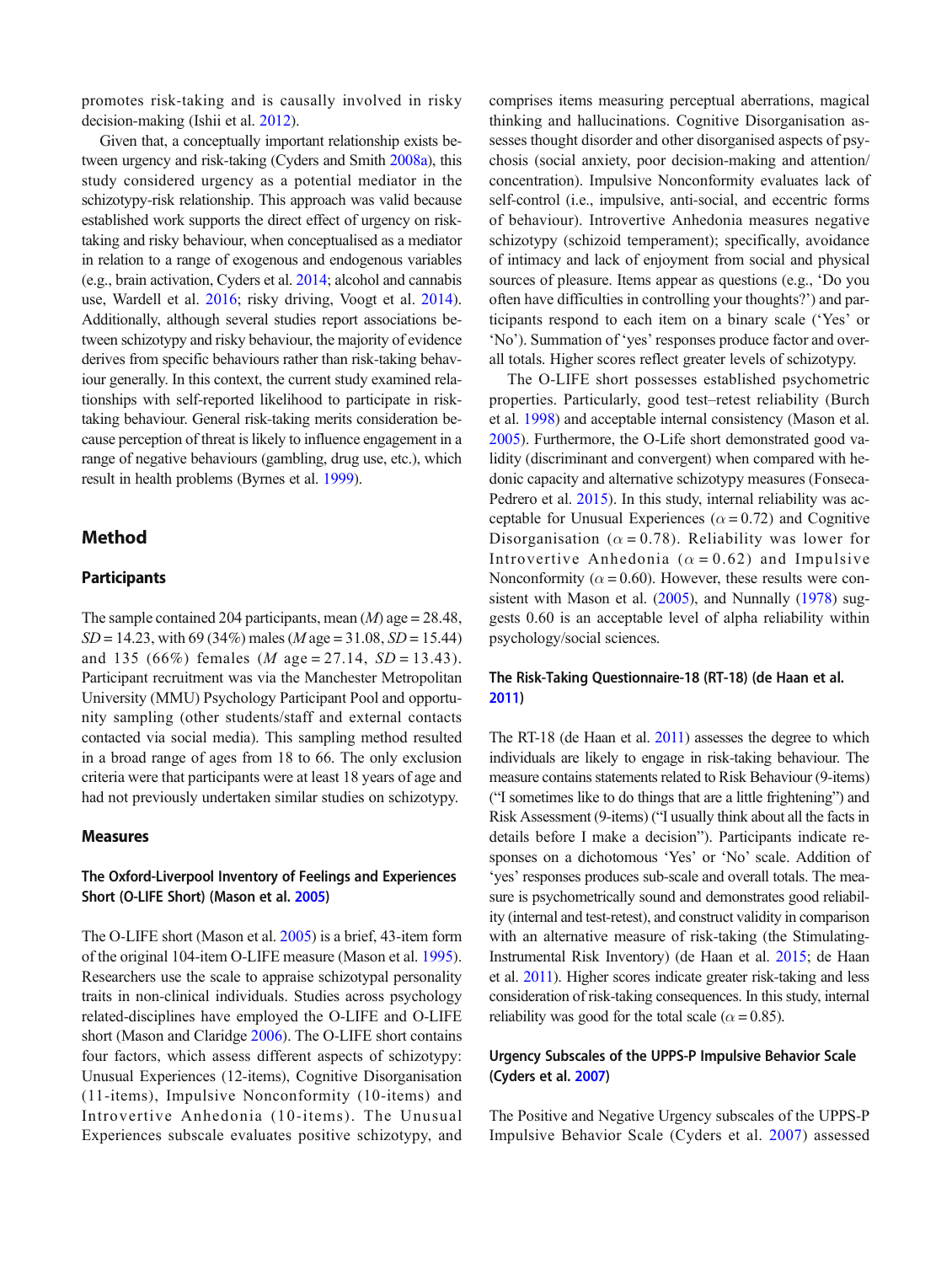promotes risk-taking and is causally involved in risky decision-making (Ishii et al. 2012).

Given that, a conceptually important relationship exists between urgency and risk-taking (Cyders and Smith 2008a), this study considered urgency as a potential mediator in the schizotypy-risk relationship. This approach was valid because established work supports the direct effect of urgency on risk-taking and risky behaviour, when conceptualised as a mediator in relation to a range of exogenous and endogenous variables (e.g., brain activation, Cyders et al. 2014; alcohol and cannabis use, Wardell et al. 2016; risky driving, Voogt et al. 2014). Additionally, although several studies report associations between schizotypy and risky behaviour, the majority of evidence derives from specific behaviours rather than risk-taking behaviour generally. In this context, the current study examined relationships with self-reported likelihood to participate in risk-taking behaviour. General risk-taking merits consideration because perception of threat is likely to influence engagement in a range of negative behaviours (gambling, drug use, etc.), which result in health problems (Byrnes et al. 1999).

## Method

### Participants

The sample contained 204 participants, mean ($M$) age = 28.48, $SD$ = 14.23, with 69 (34%) males ($M$ age = 31.08, $SD$ = 15.44) and 135 (66%) females ($M$ age = 27.14, $SD$ = 13.43). Participant recruitment was via the Manchester Metropolitan University (MMU) Psychology Participant Pool and opportunity sampling (other students/staff and external contacts contacted via social media). This sampling method resulted in a broad range of ages from 18 to 66. The only exclusion criteria were that participants were at least 18 years of age and had not previously undertaken similar studies on schizotypy.

### Measures

#### The Oxford-Liverpool Inventory of Feelings and Experiences Short (O-LIFE Short) (Mason et al. 2005)

The O-LIFE short (Mason et al. 2005) is a brief, 43-item form of the original 104-item O-LIFE measure (Mason et al. 1995). Researchers use the scale to appraise schizotypal personality traits in non-clinical individuals. Studies across psychology related-disciplines have employed the O-LIFE and O-LIFE short (Mason and Claridge 2006). The O-LIFE short contains four factors, which assess different aspects of schizotypy: Unusual Experiences (12-items), Cognitive Disorganisation (11-items), Impulsive Nonconformity (10-items) and Introvertive Anhedonia (10-items). The Unusual Experiences subscale evaluates positive schizotypy, and comprises items measuring perceptual aberrations, magical thinking and hallucinations. Cognitive Disorganisation assesses thought disorder and other disorganised aspects of psychosis (social anxiety, poor decision-making and attention/concentration). Impulsive Nonconformity evaluates lack of self-control (i.e., impulsive, anti-social, and eccentric forms of behaviour). Introvertive Anhedonia measures negative schizotypy (schizoid temperament); specifically, avoidance of intimacy and lack of enjoyment from social and physical sources of pleasure. Items appear as questions (e.g., 'Do you often have difficulties in controlling your thoughts?') and participants respond to each item on a binary scale ('Yes' or 'No'). Summation of 'yes' responses produce factor and overall totals. Higher scores reflect greater levels of schizotypy.

The O-LIFE short possesses established psychometric properties. Particularly, good test–retest reliability (Burch et al. 1998) and acceptable internal consistency (Mason et al. 2005). Furthermore, the O-Life short demonstrated good validity (discriminant and convergent) when compared with hedonic capacity and alternative schizotypy measures (Fonseca-Pedrero et al. 2015). In this study, internal reliability was acceptable for Unusual Experiences ($\alpha = 0.72$) and Cognitive Disorganisation ($\alpha = 0.78$). Reliability was lower for Introvertive Anhedonia ($\alpha = 0.62$) and Impulsive Nonconformity ($\alpha = 0.60$). However, these results were consistent with Mason et al. (2005), and Nunnally (1978) suggests 0.60 is an acceptable level of alpha reliability within psychology/social sciences.

#### The Risk-Taking Questionnaire-18 (RT-18) (de Haan et al. 2011)

The RT-18 (de Haan et al. 2011) assesses the degree to which individuals are likely to engage in risk-taking behaviour. The measure contains statements related to Risk Behaviour (9-items) ("I sometimes like to do things that are a little frightening") and Risk Assessment (9-items) ("I usually think about all the facts in details before I make a decision"). Participants indicate responses on a dichotomous 'Yes' or 'No' scale. Addition of 'yes' responses produces sub-scale and overall totals. The measure is psychometrically sound and demonstrates good reliability (internal and test-retest), and construct validity in comparison with an alternative measure of risk-taking (the Stimulating-Instrumental Risk Inventory) (de Haan et al. 2015; de Haan et al. 2011). Higher scores indicate greater risk-taking and less consideration of risk-taking consequences. In this study, internal reliability was good for the total scale ($\alpha = 0.85$).

#### Urgency Subscales of the UPPS-P Impulsive Behavior Scale (Cyders et al. 2007)

The Positive and Negative Urgency subscales of the UPPS-P Impulsive Behavior Scale (Cyders et al. 2007) assessed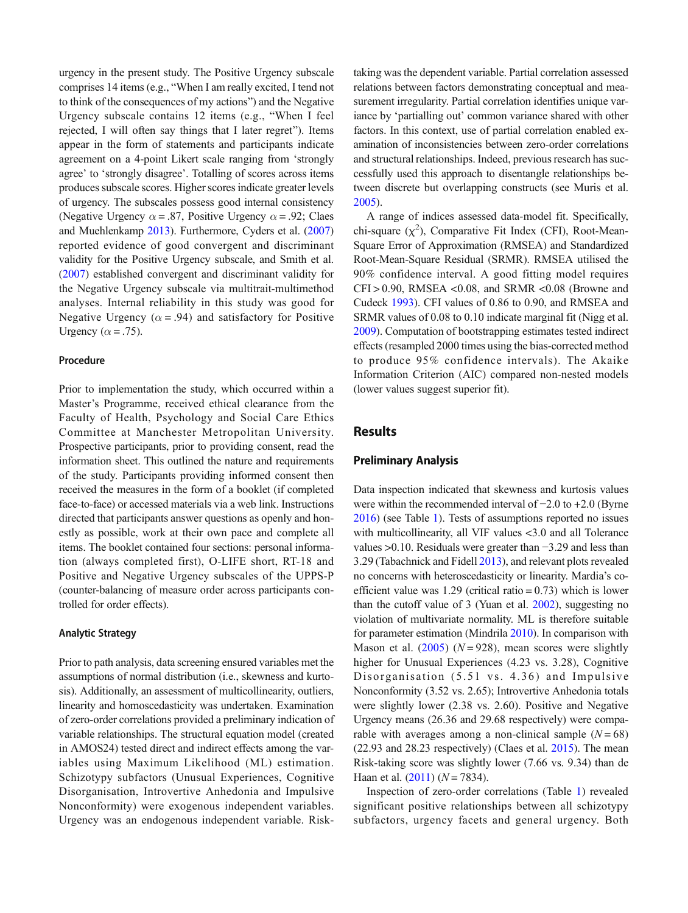urgency in the present study. The Positive Urgency subscale comprises 14 items (e.g., "When I am really excited, I tend not to think of the consequences of my actions") and the Negative Urgency subscale contains 12 items (e.g., "When I feel rejected, I will often say things that I later regret"). Items appear in the form of statements and participants indicate agreement on a 4-point Likert scale ranging from 'strongly agree' to 'strongly disagree'. Totalling of scores across items produces subscale scores. Higher scores indicate greater levels of urgency. The subscales possess good internal consistency (Negative Urgency $\alpha = .87$, Positive Urgency $\alpha = .92$; Claes and Muehlenkamp 2013). Furthermore, Cyders et al. (2007) reported evidence of good convergent and discriminant validity for the Positive Urgency subscale, and Smith et al. (2007) established convergent and discriminant validity for the Negative Urgency subscale via multitrait-multimethod analyses. Internal reliability in this study was good for Negative Urgency ($\alpha = .94$) and satisfactory for Positive Urgency ($\alpha = .75$).

### Procedure

Prior to implementation the study, which occurred within a Master's Programme, received ethical clearance from the Faculty of Health, Psychology and Social Care Ethics Committee at Manchester Metropolitan University. Prospective participants, prior to providing consent, read the information sheet. This outlined the nature and requirements of the study. Participants providing informed consent then received the measures in the form of a booklet (if completed face-to-face) or accessed materials via a web link. Instructions directed that participants answer questions as openly and honestly as possible, work at their own pace and complete all items. The booklet contained four sections: personal information (always completed first), O-LIFE short, RT-18 and Positive and Negative Urgency subscales of the UPPS-P (counter-balancing of measure order across participants controlled for order effects).

### Analytic Strategy

Prior to path analysis, data screening ensured variables met the assumptions of normal distribution (i.e., skewness and kurtosis). Additionally, an assessment of multicollinearity, outliers, linearity and homoscedasticity was undertaken. Examination of zero-order correlations provided a preliminary indication of variable relationships. The structural equation model (created in AMOS24) tested direct and indirect effects among the variables using Maximum Likelihood (ML) estimation. Schizotypy subfactors (Unusual Experiences, Cognitive Disorganisation, Introvertive Anhedonia and Impulsive Nonconformity) were exogenous independent variables. Urgency was an endogenous independent variable. Risk-taking was the dependent variable. Partial correlation assessed relations between factors demonstrating conceptual and measurement irregularity. Partial correlation identifies unique variance by 'partialling out' common variance shared with other factors. In this context, use of partial correlation enabled examination of inconsistencies between zero-order correlations and structural relationships. Indeed, previous research has successfully used this approach to disentangle relationships between discrete but overlapping constructs (see Muris et al. 2005).

A range of indices assessed data-model fit. Specifically, chi-square ($\chi^2$), Comparative Fit Index (CFI), Root-Mean-Square Error of Approximation (RMSEA) and Standardized Root-Mean-Square Residual (SRMR). RMSEA utilised the 90% confidence interval. A good fitting model requires CFI > 0.90, RMSEA <0.08, and SRMR <0.08 (Browne and Cudeck 1993). CFI values of 0.86 to 0.90, and RMSEA and SRMR values of 0.08 to 0.10 indicate marginal fit (Nigg et al. 2009). Computation of bootstrapping estimates tested indirect effects (resampled 2000 times using the bias-corrected method to produce 95% confidence intervals). The Akaike Information Criterion (AIC) compared non-nested models (lower values suggest superior fit).

## Results

### Preliminary Analysis

Data inspection indicated that skewness and kurtosis values were within the recommended interval of −2.0 to +2.0 (Byrne 2016) (see Table 1). Tests of assumptions reported no issues with multicollinearity, all VIF values <3.0 and all Tolerance values >0.10. Residuals were greater than −3.29 and less than 3.29 (Tabachnick and Fidell 2013), and relevant plots revealed no concerns with heteroscedasticity or linearity. Mardia's coefficient value was 1.29 (critical ratio = 0.73) which is lower than the cutoff value of 3 (Yuan et al. 2002), suggesting no violation of multivariate normality. ML is therefore suitable for parameter estimation (Mindrila 2010). In comparison with Mason et al. (2005) ($N = 928$), mean scores were slightly higher for Unusual Experiences (4.23 vs. 3.28), Cognitive Disorganisation (5.51 vs. 4.36) and Impulsive Nonconformity (3.52 vs. 2.65); Introvertive Anhedonia totals were slightly lower (2.38 vs. 2.60). Positive and Negative Urgency means (26.36 and 29.68 respectively) were comparable with averages among a non-clinical sample ($N = 68$) (22.93 and 28.23 respectively) (Claes et al. 2015). The mean Risk-taking score was slightly lower (7.66 vs. 9.34) than de Haan et al. (2011) ($N = 7834$).

Inspection of zero-order correlations (Table 1) revealed significant positive relationships between all schizotypy subfactors, urgency facets and general urgency. Both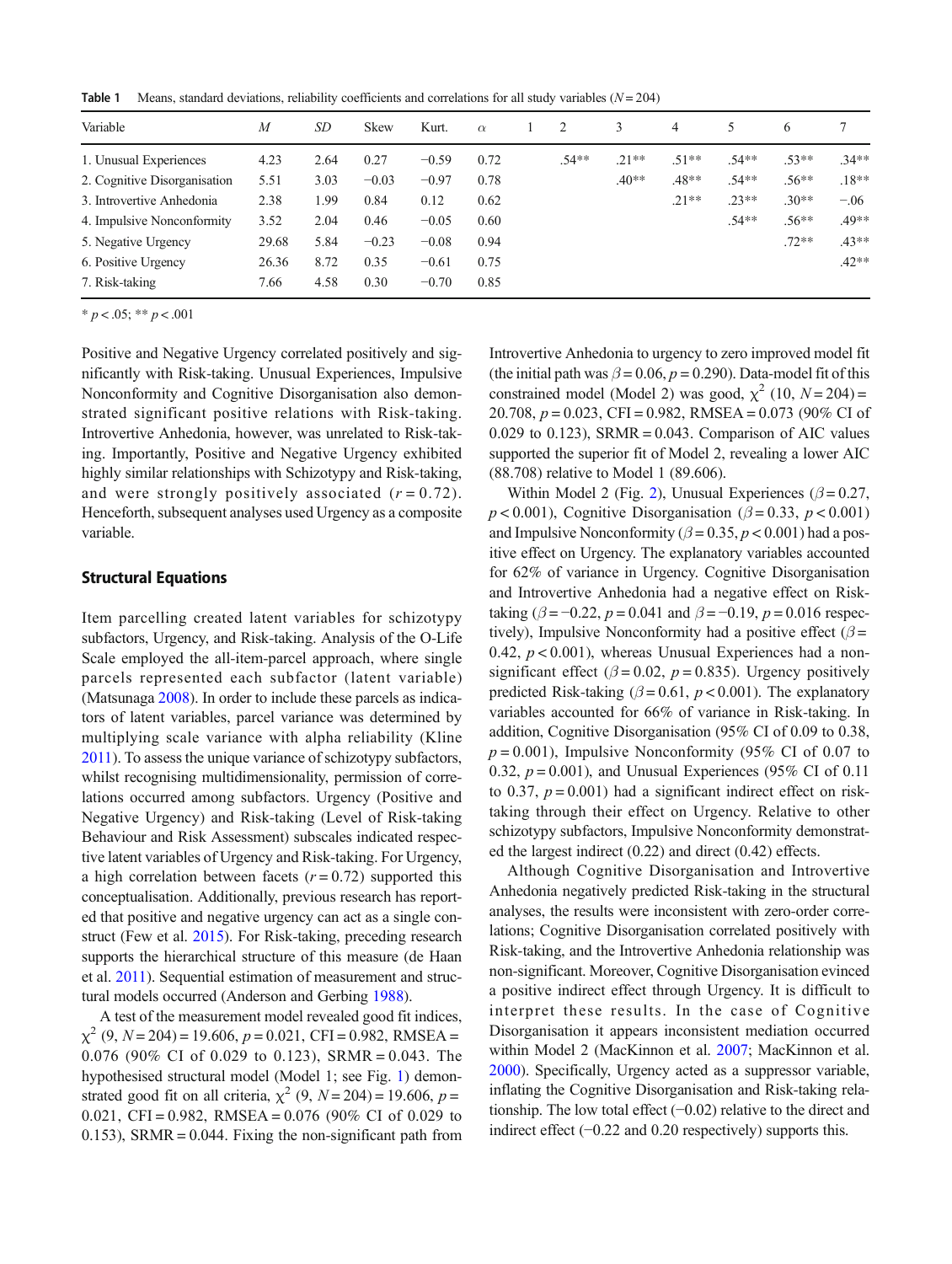**Table 1** Means, standard deviations, reliability coefficients and correlations for all study variables ($N = 204$)

| Variable | $M$ | $SD$ | Skew | Kurt. | $\alpha$ | 1 | 2 | 3 | 4 | 5 | 6 | 7 |
|---|---|---|---|---|---|---|---|---|---|---|---|---|
| 1. Unusual Experiences | 4.23 | 2.64 | 0.27 | −0.59 | 0.72 | | .54** | .21** | .51** | .54** | .53** | .34** |
| 2. Cognitive Disorganisation | 5.51 | 3.03 | −0.03 | −0.97 | 0.78 | | | .40** | .48** | .54** | .56** | .18** |
| 3. Introvertive Anhedonia | 2.38 | 1.99 | 0.84 | 0.12 | 0.62 | | | | .21** | .23** | .30** | −.06 |
| 4. Impulsive Nonconformity | 3.52 | 2.04 | 0.46 | −0.05 | 0.60 | | | | | .54** | .56** | .49** |
| 5. Negative Urgency | 29.68 | 5.84 | −0.23 | −0.08 | 0.94 | | | | | | .72** | .43** |
| 6. Positive Urgency | 26.36 | 8.72 | 0.35 | −0.61 | 0.75 | | | | | | | .42** |
| 7. Risk-taking | 7.66 | 4.58 | 0.30 | −0.70 | 0.85 | | | | | | | |

* $p < .05$; ** $p < .001$

Positive and Negative Urgency correlated positively and significantly with Risk-taking. Unusual Experiences, Impulsive Nonconformity and Cognitive Disorganisation also demonstrated significant positive relations with Risk-taking. Introvertive Anhedonia, however, was unrelated to Risk-taking. Importantly, Positive and Negative Urgency exhibited highly similar relationships with Schizotypy and Risk-taking, and were strongly positively associated ($r = 0.72$). Henceforth, subsequent analyses used Urgency as a composite variable.

## Structural Equations

Item parcelling created latent variables for schizotypy subfactors, Urgency, and Risk-taking. Analysis of the O-Life Scale employed the all-item-parcel approach, where single parcels represented each subfactor (latent variable) (Matsunaga 2008). In order to include these parcels as indicators of latent variables, parcel variance was determined by multiplying scale variance with alpha reliability (Kline 2011). To assess the unique variance of schizotypy subfactors, whilst recognising multidimensionality, permission of correlations occurred among subfactors. Urgency (Positive and Negative Urgency) and Risk-taking (Level of Risk-taking Behaviour and Risk Assessment) subscales indicated respective latent variables of Urgency and Risk-taking. For Urgency, a high correlation between facets ($r = 0.72$) supported this conceptualisation. Additionally, previous research has reported that positive and negative urgency can act as a single construct (Few et al. 2015). For Risk-taking, preceding research supports the hierarchical structure of this measure (de Haan et al. 2011). Sequential estimation of measurement and structural models occurred (Anderson and Gerbing 1988).

A test of the measurement model revealed good fit indices, $\chi^2$ (9, $N = 204$) = 19.606, $p = 0.021$, CFI = 0.982, RMSEA = 0.076 (90% CI of 0.029 to 0.123), SRMR = 0.043. The hypothesised structural model (Model 1; see Fig. 1) demonstrated good fit on all criteria, $\chi^2$ (9, $N = 204$) = 19.606, $p = 0.021$, CFI = 0.982, RMSEA = 0.076 (90% CI of 0.029 to 0.153), SRMR = 0.044. Fixing the non-significant path from Introvertive Anhedonia to urgency to zero improved model fit (the initial path was $\beta = 0.06$, $p = 0.290$). Data-model fit of this constrained model (Model 2) was good, $\chi^2$ (10, $N = 204$) = 20.708, $p = 0.023$, CFI = 0.982, RMSEA = 0.073 (90% CI of 0.029 to 0.123), SRMR = 0.043. Comparison of AIC values supported the superior fit of Model 2, revealing a lower AIC (88.708) relative to Model 1 (89.606).

Within Model 2 (Fig. 2), Unusual Experiences ($\beta = 0.27$, $p < 0.001$), Cognitive Disorganisation ($\beta = 0.33$, $p < 0.001$) and Impulsive Nonconformity ($\beta = 0.35$, $p < 0.001$) had a positive effect on Urgency. The explanatory variables accounted for 62% of variance in Urgency. Cognitive Disorganisation and Introvertive Anhedonia had a negative effect on Risk-taking ($\beta = -0.22$, $p = 0.041$ and $\beta = -0.19$, $p = 0.016$ respectively), Impulsive Nonconformity had a positive effect ($\beta = 0.42$, $p < 0.001$), whereas Unusual Experiences had a non-significant effect ($\beta = 0.02$, $p = 0.835$). Urgency positively predicted Risk-taking ($\beta = 0.61$, $p < 0.001$). The explanatory variables accounted for 66% of variance in Risk-taking. In addition, Cognitive Disorganisation (95% CI of 0.09 to 0.38, $p = 0.001$), Impulsive Nonconformity (95% CI of 0.07 to 0.32, $p = 0.001$), and Unusual Experiences (95% CI of 0.11 to 0.37, $p = 0.001$) had a significant indirect effect on risk-taking through their effect on Urgency. Relative to other schizotypy subfactors, Impulsive Nonconformity demonstrated the largest indirect (0.22) and direct (0.42) effects.

Although Cognitive Disorganisation and Introvertive Anhedonia negatively predicted Risk-taking in the structural analyses, the results were inconsistent with zero-order correlations; Cognitive Disorganisation correlated positively with Risk-taking, and the Introvertive Anhedonia relationship was non-significant. Moreover, Cognitive Disorganisation evinced a positive indirect effect through Urgency. It is difficult to interpret these results. In the case of Cognitive Disorganisation it appears inconsistent mediation occurred within Model 2 (MacKinnon et al. 2007; MacKinnon et al. 2000). Specifically, Urgency acted as a suppressor variable, inflating the Cognitive Disorganisation and Risk-taking relationship. The low total effect (−0.02) relative to the direct and indirect effect (−0.22 and 0.20 respectively) supports this.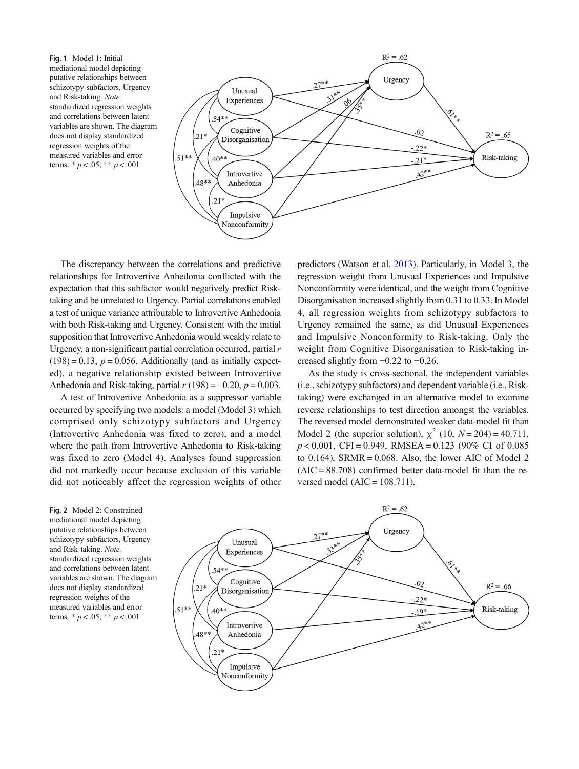**Fig. 1** Model 1: Initial mediational model depicting putative relationships between schizotypy subfactors, Urgency and Risk-taking. *Note.* standardized regression weights and correlations between latent variables are shown. The diagram does not display standardized regression weights of the measured variables and error terms. * $p < .05$; ** $p < .001$

The discrepancy between the correlations and predictive relationships for Introvertive Anhedonia conflicted with the expectation that this subfactor would negatively predict Risk-taking and be unrelated to Urgency. Partial correlations enabled a test of unique variance attributable to Introvertive Anhedonia with both Risk-taking and Urgency. Consistent with the initial supposition that Introvertive Anhedonia would weakly relate to Urgency, a non-significant partial correlation occurred, partial $r$ (198) = 0.13, $p = 0.056$. Additionally (and as initially expected), a negative relationship existed between Introvertive Anhedonia and Risk-taking, partial $r$ (198) = −0.20, $p = 0.003$.

A test of Introvertive Anhedonia as a suppressor variable occurred by specifying two models: a model (Model 3) which comprised only schizotypy subfactors and Urgency (Introvertive Anhedonia was fixed to zero), and a model where the path from Introvertive Anhedonia to Risk-taking was fixed to zero (Model 4). Analyses found suppression did not markedly occur because exclusion of this variable did not noticeably affect the regression weights of other predictors (Watson et al. 2013). Particularly, in Model 3, the regression weight from Unusual Experiences and Impulsive Nonconformity were identical, and the weight from Cognitive Disorganisation increased slightly from 0.31 to 0.33. In Model 4, all regression weights from schizotypy subfactors to Urgency remained the same, as did Unusual Experiences and Impulsive Nonconformity to Risk-taking. Only the weight from Cognitive Disorganisation to Risk-taking increased slightly from −0.22 to −0.26.

As the study is cross-sectional, the independent variables (i.e., schizotypy subfactors) and dependent variable (i.e., Risk-taking) were exchanged in an alternative model to examine reverse relationships to test direction amongst the variables. The reversed model demonstrated weaker data-model fit than Model 2 (the superior solution), $\chi^2$ (10, $N = 204$) = 40.711, $p < 0.001$, CFI = 0.949, RMSEA = 0.123 (90% CI of 0.085 to 0.164), SRMR = 0.068. Also, the lower AIC of Model 2 (AIC = 88.708) confirmed better data-model fit than the reversed model (AIC = 108.711).

**Fig. 2** Model 2: Constrained mediational model depicting putative relationships between schizotypy subfactors, Urgency and Risk-taking. *Note.* standardized regression weights and correlations between latent variables are shown. The diagram does not display standardized regression weights of the measured variables and error terms. * $p < .05$; ** $p < .001$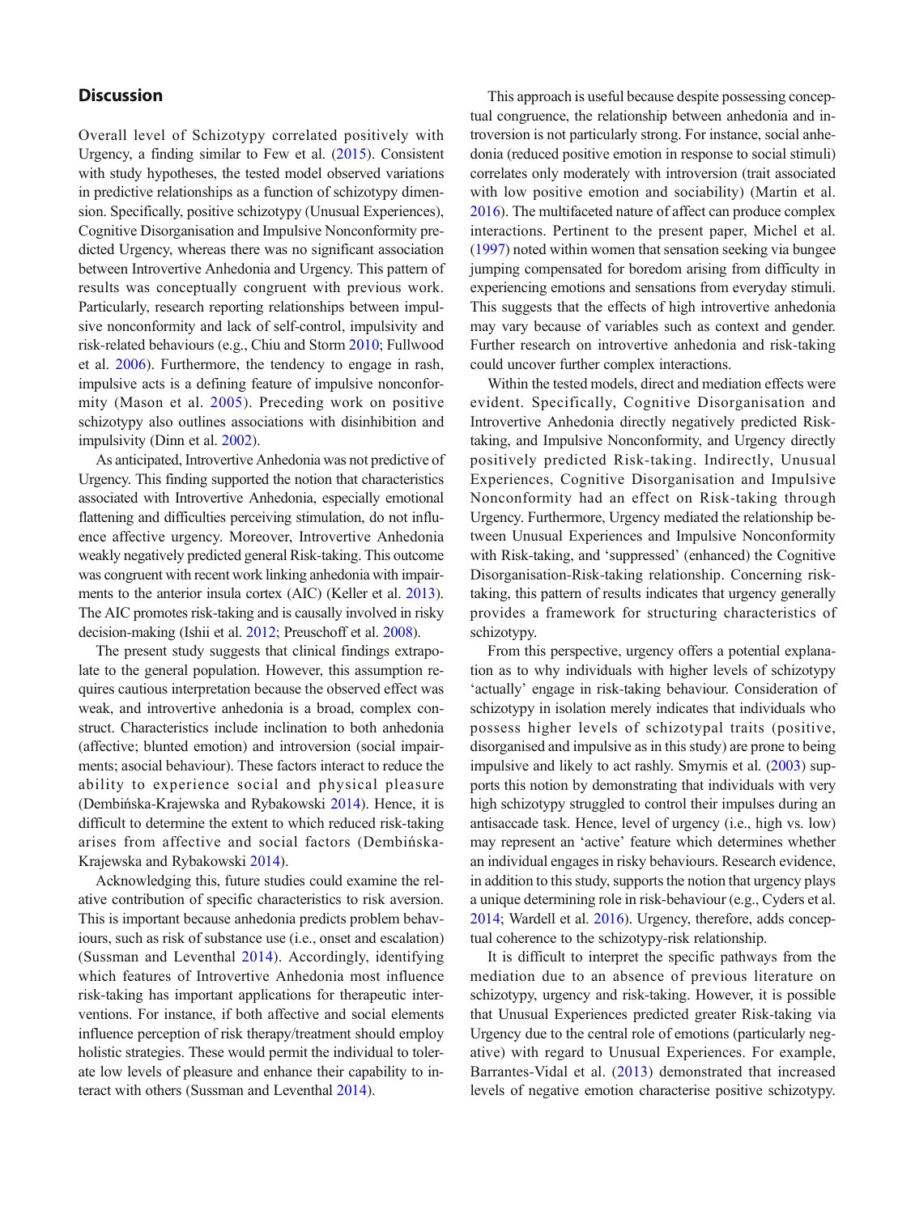## Discussion

Overall level of Schizotypy correlated positively with Urgency, a finding similar to Few et al. (2015). Consistent with study hypotheses, the tested model observed variations in predictive relationships as a function of schizotypy dimension. Specifically, positive schizotypy (Unusual Experiences), Cognitive Disorganisation and Impulsive Nonconformity predicted Urgency, whereas there was no significant association between Introvertive Anhedonia and Urgency. This pattern of results was conceptually congruent with previous work. Particularly, research reporting relationships between impulsive nonconformity and lack of self-control, impulsivity and risk-related behaviours (e.g., Chiu and Storm 2010; Fullwood et al. 2006). Furthermore, the tendency to engage in rash, impulsive acts is a defining feature of impulsive nonconformity (Mason et al. 2005). Preceding work on positive schizotypy also outlines associations with disinhibition and impulsivity (Dinn et al. 2002).

As anticipated, Introvertive Anhedonia was not predictive of Urgency. This finding supported the notion that characteristics associated with Introvertive Anhedonia, especially emotional flattening and difficulties perceiving stimulation, do not influence affective urgency. Moreover, Introvertive Anhedonia weakly negatively predicted general Risk-taking. This outcome was congruent with recent work linking anhedonia with impairments to the anterior insula cortex (AIC) (Keller et al. 2013). The AIC promotes risk-taking and is causally involved in risky decision-making (Ishii et al. 2012; Preuschoff et al. 2008).

The present study suggests that clinical findings extrapolate to the general population. However, this assumption requires cautious interpretation because the observed effect was weak, and introvertive anhedonia is a broad, complex construct. Characteristics include inclination to both anhedonia (affective; blunted emotion) and introversion (social impairments; asocial behaviour). These factors interact to reduce the ability to experience social and physical pleasure (Dembińska-Krajewska and Rybakowski 2014). Hence, it is difficult to determine the extent to which reduced risk-taking arises from affective and social factors (Dembińska-Krajewska and Rybakowski 2014).

Acknowledging this, future studies could examine the relative contribution of specific characteristics to risk aversion. This is important because anhedonia predicts problem behaviours, such as risk of substance use (i.e., onset and escalation) (Sussman and Leventhal 2014). Accordingly, identifying which features of Introvertive Anhedonia most influence risk-taking has important applications for therapeutic interventions. For instance, if both affective and social elements influence perception of risk therapy/treatment should employ holistic strategies. These would permit the individual to tolerate low levels of pleasure and enhance their capability to interact with others (Sussman and Leventhal 2014).

This approach is useful because despite possessing conceptual congruence, the relationship between anhedonia and introversion is not particularly strong. For instance, social anhedonia (reduced positive emotion in response to social stimuli) correlates only moderately with introversion (trait associated with low positive emotion and sociability) (Martin et al. 2016). The multifaceted nature of affect can produce complex interactions. Pertinent to the present paper, Michel et al. (1997) noted within women that sensation seeking via bungee jumping compensated for boredom arising from difficulty in experiencing emotions and sensations from everyday stimuli. This suggests that the effects of high introvertive anhedonia may vary because of variables such as context and gender. Further research on introvertive anhedonia and risk-taking could uncover further complex interactions.

Within the tested models, direct and mediation effects were evident. Specifically, Cognitive Disorganisation and Introvertive Anhedonia directly negatively predicted Risk-taking, and Impulsive Nonconformity, and Urgency directly positively predicted Risk-taking. Indirectly, Unusual Experiences, Cognitive Disorganisation and Impulsive Nonconformity had an effect on Risk-taking through Urgency. Furthermore, Urgency mediated the relationship between Unusual Experiences and Impulsive Nonconformity with Risk-taking, and 'suppressed' (enhanced) the Cognitive Disorganisation-Risk-taking relationship. Concerning risk-taking, this pattern of results indicates that urgency generally provides a framework for structuring characteristics of schizotypy.

From this perspective, urgency offers a potential explanation as to why individuals with higher levels of schizotypy 'actually' engage in risk-taking behaviour. Consideration of schizotypy in isolation merely indicates that individuals who possess higher levels of schizotypal traits (positive, disorganised and impulsive as in this study) are prone to being impulsive and likely to act rashly. Smyrnis et al. (2003) supports this notion by demonstrating that individuals with very high schizotypy struggled to control their impulses during an antisaccade task. Hence, level of urgency (i.e., high vs. low) may represent an 'active' feature which determines whether an individual engages in risky behaviours. Research evidence, in addition to this study, supports the notion that urgency plays a unique determining role in risk-behaviour (e.g., Cyders et al. 2014; Wardell et al. 2016). Urgency, therefore, adds conceptual coherence to the schizotypy-risk relationship.

It is difficult to interpret the specific pathways from the mediation due to an absence of previous literature on schizotypy, urgency and risk-taking. However, it is possible that Unusual Experiences predicted greater Risk-taking via Urgency due to the central role of emotions (particularly negative) with regard to Unusual Experiences. For example, Barrantes-Vidal et al. (2013) demonstrated that increased levels of negative emotion characterise positive schizotypy.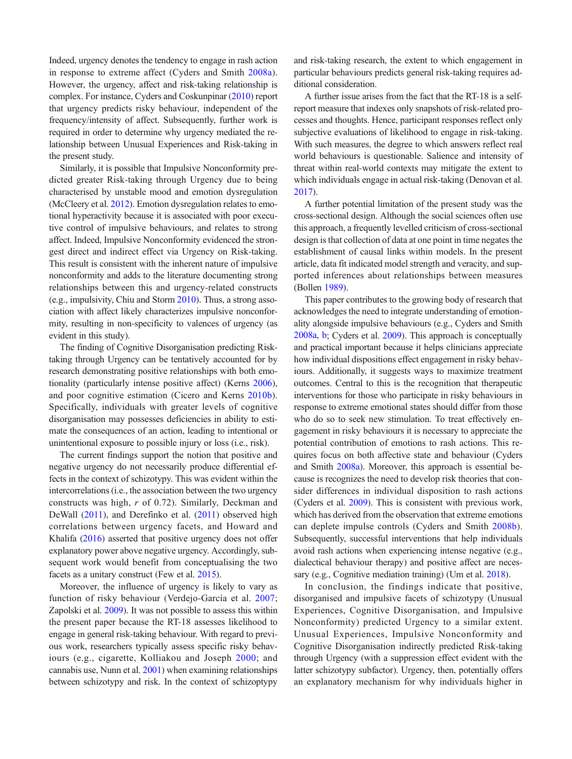Indeed, urgency denotes the tendency to engage in rash action in response to extreme affect (Cyders and Smith 2008a). However, the urgency, affect and risk-taking relationship is complex. For instance, Cyders and Coskunpinar (2010) report that urgency predicts risky behaviour, independent of the frequency/intensity of affect. Subsequently, further work is required in order to determine why urgency mediated the relationship between Unusual Experiences and Risk-taking in the present study.

Similarly, it is possible that Impulsive Nonconformity predicted greater Risk-taking through Urgency due to being characterised by unstable mood and emotion dysregulation (McCleery et al. 2012). Emotion dysregulation relates to emotional hyperactivity because it is associated with poor executive control of impulsive behaviours, and relates to strong affect. Indeed, Impulsive Nonconformity evidenced the strongest direct and indirect effect via Urgency on Risk-taking. This result is consistent with the inherent nature of impulsive nonconformity and adds to the literature documenting strong relationships between this and urgency-related constructs (e.g., impulsivity, Chiu and Storm 2010). Thus, a strong association with affect likely characterizes impulsive nonconformity, resulting in non-specificity to valences of urgency (as evident in this study).

The finding of Cognitive Disorganisation predicting Risk-taking through Urgency can be tentatively accounted for by research demonstrating positive relationships with both emotionality (particularly intense positive affect) (Kerns 2006), and poor cognitive estimation (Cicero and Kerns 2010b). Specifically, individuals with greater levels of cognitive disorganisation may possesses deficiencies in ability to estimate the consequences of an action, leading to intentional or unintentional exposure to possible injury or loss (i.e., risk).

The current findings support the notion that positive and negative urgency do not necessarily produce differential effects in the context of schizotypy. This was evident within the intercorrelations (i.e., the association between the two urgency constructs was high, $r$ of 0.72). Similarly, Deckman and DeWall (2011), and Derefinko et al. (2011) observed high correlations between urgency facets, and Howard and Khalifa (2016) asserted that positive urgency does not offer explanatory power above negative urgency. Accordingly, subsequent work would benefit from conceptualising the two facets as a unitary construct (Few et al. 2015).

Moreover, the influence of urgency is likely to vary as function of risky behaviour (Verdejo-García et al. 2007; Zapolski et al. 2009). It was not possible to assess this within the present paper because the RT-18 assesses likelihood to engage in general risk-taking behaviour. With regard to previous work, researchers typically assess specific risky behaviours (e.g., cigarette, Kolliakou and Joseph 2000; and cannabis use, Nunn et al. 2001) when examining relationships between schizotypy and risk. In the context of schizoptypy and risk-taking research, the extent to which engagement in particular behaviours predicts general risk-taking requires additional consideration.

A further issue arises from the fact that the RT-18 is a self-report measure that indexes only snapshots of risk-related processes and thoughts. Hence, participant responses reflect only subjective evaluations of likelihood to engage in risk-taking. With such measures, the degree to which answers reflect real world behaviours is questionable. Salience and intensity of threat within real-world contexts may mitigate the extent to which individuals engage in actual risk-taking (Denovan et al. 2017).

A further potential limitation of the present study was the cross-sectional design. Although the social sciences often use this approach, a frequently levelled criticism of cross-sectional design is that collection of data at one point in time negates the establishment of causal links within models. In the present article, data fit indicated model strength and veracity, and supported inferences about relationships between measures (Bollen 1989).

This paper contributes to the growing body of research that acknowledges the need to integrate understanding of emotionality alongside impulsive behaviours (e.g., Cyders and Smith 2008a, b; Cyders et al. 2009). This approach is conceptually and practical important because it helps clinicians appreciate how individual dispositions effect engagement in risky behaviours. Additionally, it suggests ways to maximize treatment outcomes. Central to this is the recognition that therapeutic interventions for those who participate in risky behaviours in response to extreme emotional states should differ from those who do so to seek new stimulation. To treat effectively engagement in risky behaviours it is necessary to appreciate the potential contribution of emotions to rash actions. This requires focus on both affective state and behaviour (Cyders and Smith 2008a). Moreover, this approach is essential because is recognizes the need to develop risk theories that consider differences in individual disposition to rash actions (Cyders et al. 2009). This is consistent with previous work, which has derived from the observation that extreme emotions can deplete impulse controls (Cyders and Smith 2008b). Subsequently, successful interventions that help individuals avoid rash actions when experiencing intense negative (e.g., dialectical behaviour therapy) and positive affect are necessary (e.g., Cognitive mediation training) (Um et al. 2018).

In conclusion, the findings indicate that positive, disorganised and impulsive facets of schizotypy (Unusual Experiences, Cognitive Disorganisation, and Impulsive Nonconformity) predicted Urgency to a similar extent. Unusual Experiences, Impulsive Nonconformity and Cognitive Disorganisation indirectly predicted Risk-taking through Urgency (with a suppression effect evident with the latter schizotypy subfactor). Urgency, then, potentially offers an explanatory mechanism for why individuals higher in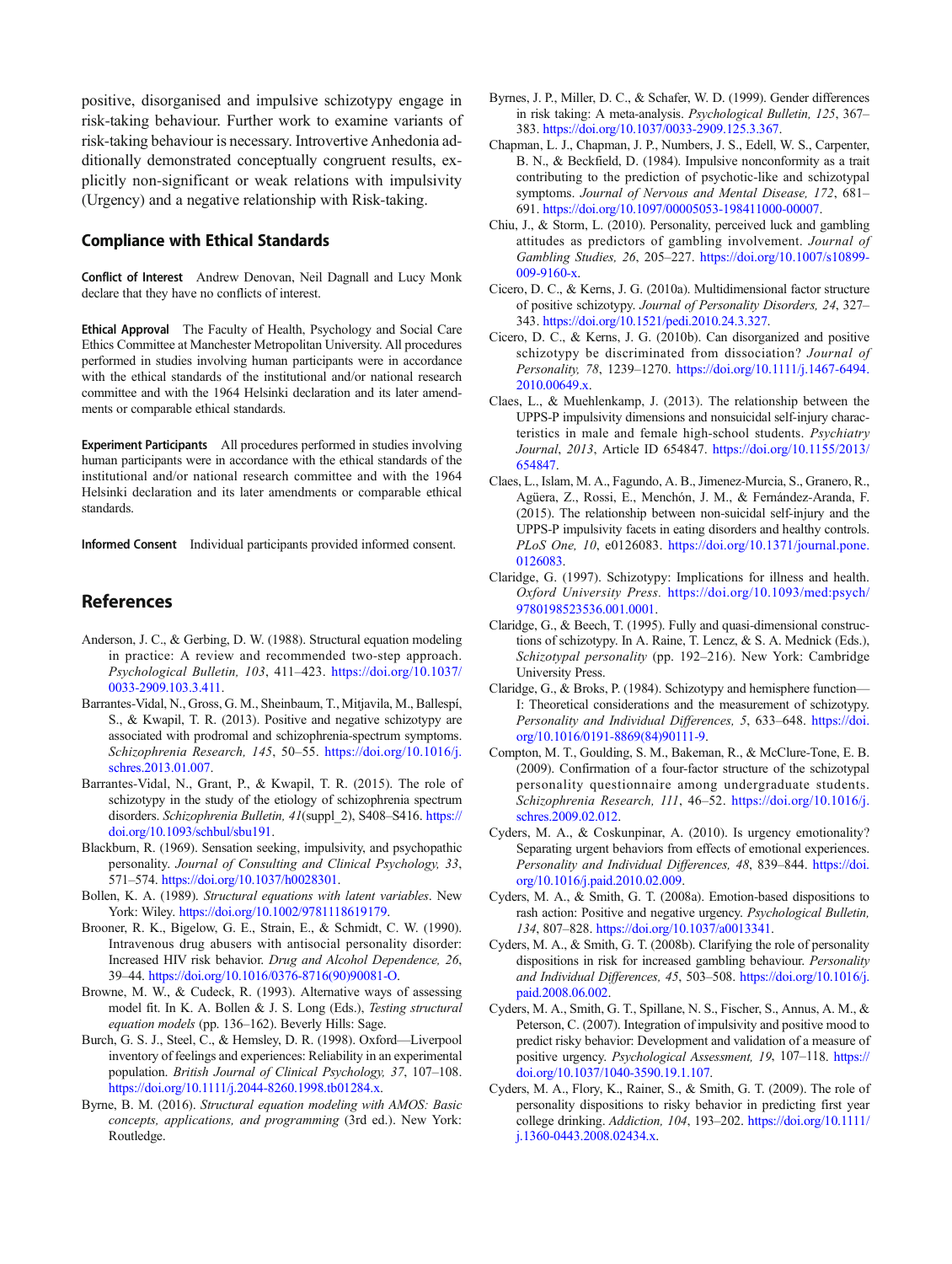positive, disorganised and impulsive schizotypy engage in risk-taking behaviour. Further work to examine variants of risk-taking behaviour is necessary. Introvertive Anhedonia additionally demonstrated conceptually congruent results, explicitly non-significant or weak relations with impulsivity (Urgency) and a negative relationship with Risk-taking.

## Compliance with Ethical Standards

**Conflict of Interest** Andrew Denovan, Neil Dagnall and Lucy Monk declare that they have no conflicts of interest.

**Ethical Approval** The Faculty of Health, Psychology and Social Care Ethics Committee at Manchester Metropolitan University. All procedures performed in studies involving human participants were in accordance with the ethical standards of the institutional and/or national research committee and with the 1964 Helsinki declaration and its later amendments or comparable ethical standards.

**Experiment Participants** All procedures performed in studies involving human participants were in accordance with the ethical standards of the institutional and/or national research committee and with the 1964 Helsinki declaration and its later amendments or comparable ethical standards.

**Informed Consent** Individual participants provided informed consent.

## References

Anderson, J. C., & Gerbing, D. W. (1988). Structural equation modeling in practice: A review and recommended two-step approach. *Psychological Bulletin, 103*, 411–423. https://doi.org/10.1037/0033-2909.103.3.411.

Barrantes-Vidal, N., Gross, G. M., Sheinbaum, T., Mitjavila, M., Ballespí, S., & Kwapil, T. R. (2013). Positive and negative schizotypy are associated with prodromal and schizophrenia-spectrum symptoms. *Schizophrenia Research, 145*, 50–55. https://doi.org/10.1016/j.schres.2013.01.007.

Barrantes-Vidal, N., Grant, P., & Kwapil, T. R. (2015). The role of schizotypy in the study of the etiology of schizophrenia spectrum disorders. *Schizophrenia Bulletin, 41*(suppl_2), S408–S416. https://doi.org/10.1093/schbul/sbu191.

Blackburn, R. (1969). Sensation seeking, impulsivity, and psychopathic personality. *Journal of Consulting and Clinical Psychology, 33*, 571–574. https://doi.org/10.1037/h0028301.

Bollen, K. A. (1989). *Structural equations with latent variables*. New York: Wiley. https://doi.org/10.1002/9781118619179.

Brooner, R. K., Bigelow, G. E., Strain, E., & Schmidt, C. W. (1990). Intravenous drug abusers with antisocial personality disorder: Increased HIV risk behavior. *Drug and Alcohol Dependence, 26*, 39–44. https://doi.org/10.1016/0376-8716(90)90081-O.

Browne, M. W., & Cudeck, R. (1993). Alternative ways of assessing model fit. In K. A. Bollen & J. S. Long (Eds.), *Testing structural equation models* (pp. 136–162). Beverly Hills: Sage.

Burch, G. S. J., Steel, C., & Hemsley, D. R. (1998). Oxford—Liverpool inventory of feelings and experiences: Reliability in an experimental population. *British Journal of Clinical Psychology, 37*, 107–108. https://doi.org/10.1111/j.2044-8260.1998.tb01284.x.

Byrne, B. M. (2016). *Structural equation modeling with AMOS: Basic concepts, applications, and programming* (3rd ed.). New York: Routledge.

Byrnes, J. P., Miller, D. C., & Schafer, W. D. (1999). Gender differences in risk taking: A meta-analysis. *Psychological Bulletin, 125*, 367–383. https://doi.org/10.1037/0033-2909.125.3.367.

Chapman, L. J., Chapman, J. P., Numbers, J. S., Edell, W. S., Carpenter, B. N., & Beckfield, D. (1984). Impulsive nonconformity as a trait contributing to the prediction of psychotic-like and schizotypal symptoms. *Journal of Nervous and Mental Disease, 172*, 681–691. https://doi.org/10.1097/00005053-198411000-00007.

Chiu, J., & Storm, L. (2010). Personality, perceived luck and gambling attitudes as predictors of gambling involvement. *Journal of Gambling Studies, 26*, 205–227. https://doi.org/10.1007/s10899-009-9160-x.

Cicero, D. C., & Kerns, J. G. (2010a). Multidimensional factor structure of positive schizotypy. *Journal of Personality Disorders, 24*, 327–343. https://doi.org/10.1521/pedi.2010.24.3.327.

Cicero, D. C., & Kerns, J. G. (2010b). Can disorganized and positive schizotypy be discriminated from dissociation? *Journal of Personality, 78*, 1239–1270. https://doi.org/10.1111/j.1467-6494.2010.00649.x.

Claes, L., & Muehlenkamp, J. (2013). The relationship between the UPPS-P impulsivity dimensions and nonsuicidal self-injury characteristics in male and female high-school students. *Psychiatry Journal*, *2013*, Article ID 654847. https://doi.org/10.1155/2013/654847.

Claes, L., Islam, M. A., Fagundo, A. B., Jimenez-Murcia, S., Granero, R., Agüera, Z., Rossi, E., Menchón, J. M., & Fernández-Aranda, F. (2015). The relationship between non-suicidal self-injury and the UPPS-P impulsivity facets in eating disorders and healthy controls. *PLoS One, 10*, e0126083. https://doi.org/10.1371/journal.pone.0126083.

Claridge, G. (1997). Schizotypy: Implications for illness and health. *Oxford University Press.* https://doi.org/10.1093/med:psych/9780198523536.001.0001.

Claridge, G., & Beech, T. (1995). Fully and quasi-dimensional constructions of schizotypy. In A. Raine, T. Lencz, & S. A. Mednick (Eds.), *Schizotypal personality* (pp. 192–216). New York: Cambridge University Press.

Claridge, G., & Broks, P. (1984). Schizotypy and hemisphere function—I: Theoretical considerations and the measurement of schizotypy. *Personality and Individual Differences, 5*, 633–648. https://doi.org/10.1016/0191-8869(84)90111-9.

Compton, M. T., Goulding, S. M., Bakeman, R., & McClure-Tone, E. B. (2009). Confirmation of a four-factor structure of the schizotypal personality questionnaire among undergraduate students. *Schizophrenia Research, 111*, 46–52. https://doi.org/10.1016/j.schres.2009.02.012.

Cyders, M. A., & Coskunpinar, A. (2010). Is urgency emotionality? Separating urgent behaviors from effects of emotional experiences. *Personality and Individual Differences, 48*, 839–844. https://doi.org/10.1016/j.paid.2010.02.009.

Cyders, M. A., & Smith, G. T. (2008a). Emotion-based dispositions to rash action: Positive and negative urgency. *Psychological Bulletin, 134*, 807–828. https://doi.org/10.1037/a0013341.

Cyders, M. A., & Smith, G. T. (2008b). Clarifying the role of personality dispositions in risk for increased gambling behaviour. *Personality and Individual Differences, 45*, 503–508. https://doi.org/10.1016/j.paid.2008.06.002.

Cyders, M. A., Smith, G. T., Spillane, N. S., Fischer, S., Annus, A. M., & Peterson, C. (2007). Integration of impulsivity and positive mood to predict risky behavior: Development and validation of a measure of positive urgency. *Psychological Assessment, 19*, 107–118. https://doi.org/10.1037/1040-3590.19.1.107.

Cyders, M. A., Flory, K., Rainer, S., & Smith, G. T. (2009). The role of personality dispositions to risky behavior in predicting first year college drinking. *Addiction, 104*, 193–202. https://doi.org/10.1111/j.1360-0443.2008.02434.x.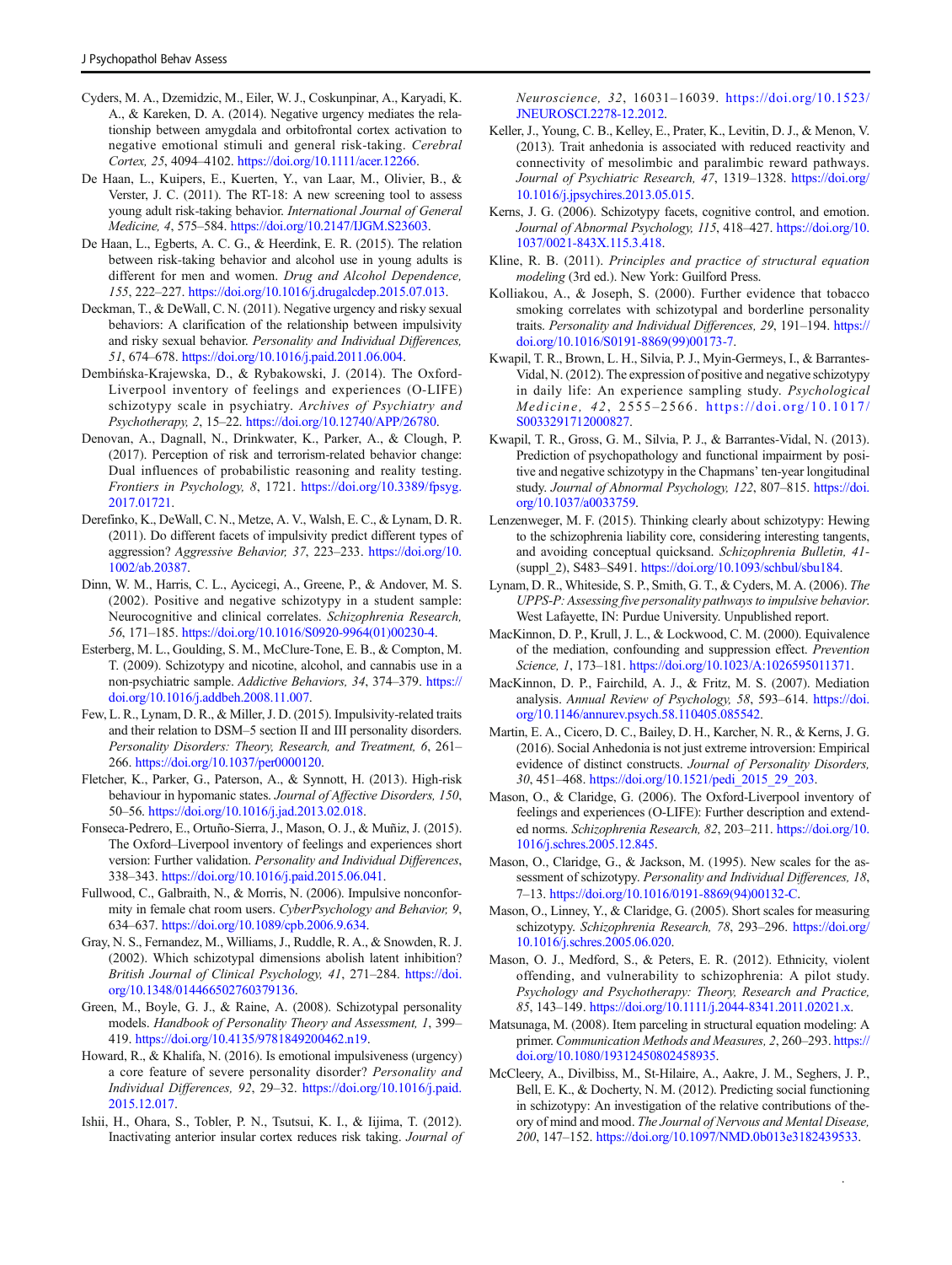Cyders, M. A., Dzemidzic, M., Eiler, W. J., Coskunpinar, A., Karyadi, K. A., & Kareken, D. A. (2014). Negative urgency mediates the relationship between amygdala and orbitofrontal cortex activation to negative emotional stimuli and general risk-taking. *Cerebral Cortex, 25*, 4094–4102. https://doi.org/10.1111/acer.12266.

De Haan, L., Kuipers, E., Kuerten, Y., van Laar, M., Olivier, B., & Verster, J. C. (2011). The RT-18: A new screening tool to assess young adult risk-taking behavior. *International Journal of General Medicine, 4*, 575–584. https://doi.org/10.2147/IJGM.S23603.

De Haan, L., Egberts, A. C. G., & Heerdink, E. R. (2015). The relation between risk-taking behavior and alcohol use in young adults is different for men and women. *Drug and Alcohol Dependence, 155*, 222–227. https://doi.org/10.1016/j.drugalcdep.2015.07.013.

Deckman, T., & DeWall, C. N. (2011). Negative urgency and risky sexual behaviors: A clarification of the relationship between impulsivity and risky sexual behavior. *Personality and Individual Differences, 51*, 674–678. https://doi.org/10.1016/j.paid.2011.06.004.

Dembińska-Krajewska, D., & Rybakowski, J. (2014). The Oxford-Liverpool inventory of feelings and experiences (O-LIFE) schizotypy scale in psychiatry. *Archives of Psychiatry and Psychotherapy, 2*, 15–22. https://doi.org/10.12740/APP/26780.

Denovan, A., Dagnall, N., Drinkwater, K., Parker, A., & Clough, P. (2017). Perception of risk and terrorism-related behavior change: Dual influences of probabilistic reasoning and reality testing. *Frontiers in Psychology, 8*, 1721. https://doi.org/10.3389/fpsyg.2017.01721.

Derefinko, K., DeWall, C. N., Metze, A. V., Walsh, E. C., & Lynam, D. R. (2011). Do different facets of impulsivity predict different types of aggression? *Aggressive Behavior, 37*, 223–233. https://doi.org/10.1002/ab.20387.

Dinn, W. M., Harris, C. L., Aycicegi, A., Greene, P., & Andover, M. S. (2002). Positive and negative schizotypy in a student sample: Neurocognitive and clinical correlates. *Schizophrenia Research, 56*, 171–185. https://doi.org/10.1016/S0920-9964(01)00230-4.

Esterberg, M. L., Goulding, S. M., McClure-Tone, E. B., & Compton, M. T. (2009). Schizotypy and nicotine, alcohol, and cannabis use in a non-psychiatric sample. *Addictive Behaviors, 34*, 374–379. https://doi.org/10.1016/j.addbeh.2008.11.007.

Few, L. R., Lynam, D. R., & Miller, J. D. (2015). Impulsivity-related traits and their relation to DSM–5 section II and III personality disorders. *Personality Disorders: Theory, Research, and Treatment, 6*, 261–266. https://doi.org/10.1037/per0000120.

Fletcher, K., Parker, G., Paterson, A., & Synnott, H. (2013). High-risk behaviour in hypomanic states. *Journal of Affective Disorders, 150*, 50–56. https://doi.org/10.1016/j.jad.2013.02.018.

Fonseca-Pedrero, E., Ortuño-Sierra, J., Mason, O. J., & Muñiz, J. (2015). The Oxford–Liverpool inventory of feelings and experiences short version: Further validation. *Personality and Individual Differences*, 338–343. https://doi.org/10.1016/j.paid.2015.06.041.

Fullwood, C., Galbraith, N., & Morris, N. (2006). Impulsive nonconformity in female chat room users. *CyberPsychology and Behavior, 9*, 634–637. https://doi.org/10.1089/cpb.2006.9.634.

Gray, N. S., Fernandez, M., Williams, J., Ruddle, R. A., & Snowden, R. J. (2002). Which schizotypal dimensions abolish latent inhibition? *British Journal of Clinical Psychology, 41*, 271–284. https://doi.org/10.1348/014466502760379136.

Green, M., Boyle, G. J., & Raine, A. (2008). Schizotypal personality models. *Handbook of Personality Theory and Assessment, 1*, 399–419. https://doi.org/10.4135/9781849200462.n19.

Howard, R., & Khalifa, N. (2016). Is emotional impulsiveness (urgency) a core feature of severe personality disorder? *Personality and Individual Differences, 92*, 29–32. https://doi.org/10.1016/j.paid.2015.12.017.

Ishii, H., Ohara, S., Tobler, P. N., Tsutsui, K. I., & Iijima, T. (2012). Inactivating anterior insular cortex reduces risk taking. *Journal of Neuroscience, 32*, 16031–16039. https://doi.org/10.1523/JNEUROSCI.2278-12.2012.

Keller, J., Young, C. B., Kelley, E., Prater, K., Levitin, D. J., & Menon, V. (2013). Trait anhedonia is associated with reduced reactivity and connectivity of mesolimbic and paralimbic reward pathways. *Journal of Psychiatric Research, 47*, 1319–1328. https://doi.org/10.1016/j.jpsychires.2013.05.015.

Kerns, J. G. (2006). Schizotypy facets, cognitive control, and emotion. *Journal of Abnormal Psychology, 115*, 418–427. https://doi.org/10.1037/0021-843X.115.3.418.

Kline, R. B. (2011). *Principles and practice of structural equation modeling* (3rd ed.). New York: Guilford Press.

Kolliakou, A., & Joseph, S. (2000). Further evidence that tobacco smoking correlates with schizotypal and borderline personality traits. *Personality and Individual Differences, 29*, 191–194. https://doi.org/10.1016/S0191-8869(99)00173-7.

Kwapil, T. R., Brown, L. H., Silvia, P. J., Myin-Germeys, I., & Barrantes-Vidal, N. (2012). The expression of positive and negative schizotypy in daily life: An experience sampling study. *Psychological Medicine, 42*, 2555–2566. https://doi.org/10.1017/S0033291712000827.

Kwapil, T. R., Gross, G. M., Silvia, P. J., & Barrantes-Vidal, N. (2013). Prediction of psychopathology and functional impairment by positive and negative schizotypy in the Chapmans' ten-year longitudinal study. *Journal of Abnormal Psychology, 122*, 807–815. https://doi.org/10.1037/a0033759.

Lenzenweger, M. F. (2015). Thinking clearly about schizotypy: Hewing to the schizophrenia liability core, considering interesting tangents, and avoiding conceptual quicksand. *Schizophrenia Bulletin, 41*-(suppl_2), S483–S491. https://doi.org/10.1093/schbul/sbu184.

Lynam, D. R., Whiteside, S. P., Smith, G. T., & Cyders, M. A. (2006). *The UPPS-P: Assessing five personality pathways to impulsive behavior*. West Lafayette, IN: Purdue University. Unpublished report.

MacKinnon, D. P., Krull, J. L., & Lockwood, C. M. (2000). Equivalence of the mediation, confounding and suppression effect. *Prevention Science, 1*, 173–181. https://doi.org/10.1023/A:1026595011371.

MacKinnon, D. P., Fairchild, A. J., & Fritz, M. S. (2007). Mediation analysis. *Annual Review of Psychology, 58*, 593–614. https://doi.org/10.1146/annurev.psych.58.110405.085542.

Martin, E. A., Cicero, D. C., Bailey, D. H., Karcher, N. R., & Kerns, J. G. (2016). Social Anhedonia is not just extreme introversion: Empirical evidence of distinct constructs. *Journal of Personality Disorders, 30*, 451–468. https://doi.org/10.1521/pedi_2015_29_203.

Mason, O., & Claridge, G. (2006). The Oxford-Liverpool inventory of feelings and experiences (O-LIFE): Further description and extended norms. *Schizophrenia Research, 82*, 203–211. https://doi.org/10.1016/j.schres.2005.12.845.

Mason, O., Claridge, G., & Jackson, M. (1995). New scales for the assessment of schizotypy. *Personality and Individual Differences, 18*, 7–13. https://doi.org/10.1016/0191-8869(94)00132-C.

Mason, O., Linney, Y., & Claridge, G. (2005). Short scales for measuring schizotypy. *Schizophrenia Research, 78*, 293–296. https://doi.org/10.1016/j.schres.2005.06.020.

Mason, O. J., Medford, S., & Peters, E. R. (2012). Ethnicity, violent offending, and vulnerability to schizophrenia: A pilot study. *Psychology and Psychotherapy: Theory, Research and Practice, 85*, 143–149. https://doi.org/10.1111/j.2044-8341.2011.02021.x.

Matsunaga, M. (2008). Item parceling in structural equation modeling: A primer. *Communication Methods and Measures, 2*, 260–293. https://doi.org/10.1080/19312450802458935.

McCleery, A., Divilbiss, M., St-Hilaire, A., Aakre, J. M., Seghers, J. P., Bell, E. K., & Docherty, N. M. (2012). Predicting social functioning in schizotypy: An investigation of the relative contributions of theory of mind and mood. *The Journal of Nervous and Mental Disease, 200*, 147–152. https://doi.org/10.1097/NMD.0b013e3182439533.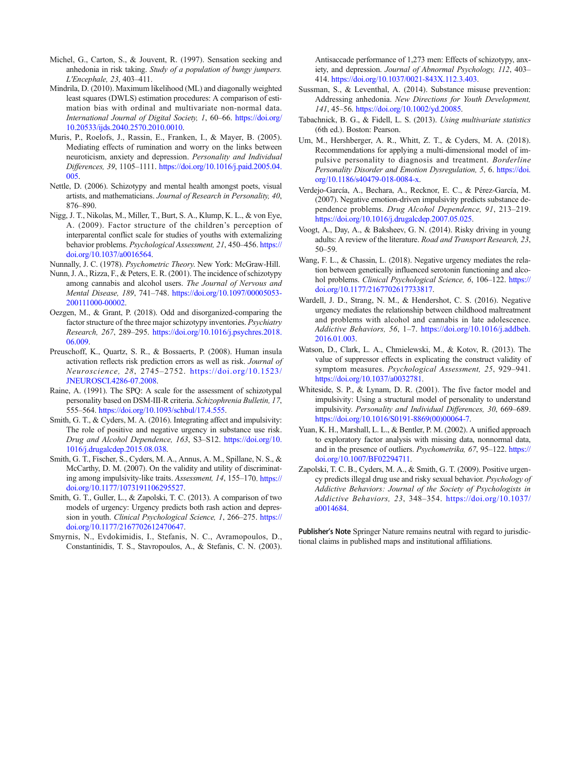Michel, G., Carton, S., & Jouvent, R. (1997). Sensation seeking and anhedonia in risk taking. *Study of a population of bungy jumpers. L'Encephale, 23*, 403–411.

Mindrila, D. (2010). Maximum likelihood (ML) and diagonally weighted least squares (DWLS) estimation procedures: A comparison of estimation bias with ordinal and multivariate non-normal data. *International Journal of Digital Society, 1*, 60–66. https://doi.org/10.20533/ijds.2040.2570.2010.0010.

Muris, P., Roelofs, J., Rassin, E., Franken, I., & Mayer, B. (2005). Mediating effects of rumination and worry on the links between neuroticism, anxiety and depression. *Personality and Individual Differences, 39*, 1105–1111. https://doi.org/10.1016/j.paid.2005.04.005.

Nettle, D. (2006). Schizotypy and mental health amongst poets, visual artists, and mathematicians. *Journal of Research in Personality, 40*, 876–890.

Nigg, J. T., Nikolas, M., Miller, T., Burt, S. A., Klump, K. L., & von Eye, A. (2009). Factor structure of the children's perception of interparental conflict scale for studies of youths with externalizing behavior problems. *Psychological Assessment, 21*, 450–456. https://doi.org/10.1037/a0016564.

Nunnally, J. C. (1978). *Psychometric Theory.* New York: McGraw-Hill.

Nunn, J. A., Rizza, F., & Peters, E. R. (2001). The incidence of schizotypy among cannabis and alcohol users. *The Journal of Nervous and Mental Disease, 189*, 741–748. https://doi.org/10.1097/00005053-200111000-00002.

Oezgen, M., & Grant, P. (2018). Odd and disorganized-comparing the factor structure of the three major schizotypy inventories. *Psychiatry Research, 267*, 289–295. https://doi.org/10.1016/j.psychres.2018.06.009.

Preuschoff, K., Quartz, S. R., & Bossaerts, P. (2008). Human insula activation reflects risk prediction errors as well as risk. *Journal of Neuroscience, 28*, 2745–2752. https://doi.org/10.1523/JNEUROSCI.4286-07.2008.

Raine, A. (1991). The SPQ: A scale for the assessment of schizotypal personality based on DSM-III-R criteria. *Schizophrenia Bulletin, 17*, 555–564. https://doi.org/10.1093/schbul/17.4.555.

Smith, G. T., & Cyders, M. A. (2016). Integrating affect and impulsivity: The role of positive and negative urgency in substance use risk. *Drug and Alcohol Dependence, 163*, S3–S12. https://doi.org/10.1016/j.drugalcdep.2015.08.038.

Smith, G. T., Fischer, S., Cyders, M. A., Annus, A. M., Spillane, N. S., & McCarthy, D. M. (2007). On the validity and utility of discriminating among impulsivity-like traits. *Assessment, 14*, 155–170. https://doi.org/10.1177/1073191106295527.

Smith, G. T., Guller, L., & Zapolski, T. C. (2013). A comparison of two models of urgency: Urgency predicts both rash action and depression in youth. *Clinical Psychological Science, 1*, 266–275. https://doi.org/10.1177/2167702612470647.

Smyrnis, N., Evdokimidis, I., Stefanis, N. C., Avramopoulos, D., Constantinidis, T. S., Stavropoulos, A., & Stefanis, C. N. (2003). Antisaccade performance of 1,273 men: Effects of schizotypy, anxiety, and depression. *Journal of Abnormal Psychology, 112*, 403–414. https://doi.org/10.1037/0021-843X.112.3.403.

Sussman, S., & Leventhal, A. (2014). Substance misuse prevention: Addressing anhedonia. *New Directions for Youth Development, 141*, 45–56. https://doi.org/10.1002/yd.20085.

Tabachnick, B. G., & Fidell, L. S. (2013). *Using multivariate statistics* (6th ed.). Boston: Pearson.

Um, M., Hershberger, A. R., Whitt, Z. T., & Cyders, M. A. (2018). Recommendations for applying a multi-dimensional model of impulsive personality to diagnosis and treatment. *Borderline Personality Disorder and Emotion Dysregulation, 5*, 6. https://doi.org/10.1186/s40479-018-0084-x.

Verdejo-García, A., Bechara, A., Recknor, E. C., & Pérez-García, M. (2007). Negative emotion-driven impulsivity predicts substance dependence problems. *Drug Alcohol Dependence, 91*, 213–219. https://doi.org/10.1016/j.drugalcdep.2007.05.025.

Voogt, A., Day, A., & Baksheev, G. N. (2014). Risky driving in young adults: A review of the literature. *Road and Transport Research, 23*, 50–59.

Wang, F. L., & Chassin, L. (2018). Negative urgency mediates the relation between genetically influenced serotonin functioning and alcohol problems. *Clinical Psychological Science, 6*, 106–122. https://doi.org/10.1177/2167702617733817.

Wardell, J. D., Strang, N. M., & Hendershot, C. S. (2016). Negative urgency mediates the relationship between childhood maltreatment and problems with alcohol and cannabis in late adolescence. *Addictive Behaviors, 56*, 1–7. https://doi.org/10.1016/j.addbeh.2016.01.003.

Watson, D., Clark, L. A., Chmielewski, M., & Kotov, R. (2013). The value of suppressor effects in explicating the construct validity of symptom measures. *Psychological Assessment, 25*, 929–941. https://doi.org/10.1037/a0032781.

Whiteside, S. P., & Lynam, D. R. (2001). The five factor model and impulsivity: Using a structural model of personality to understand impulsivity. *Personality and Individual Differences, 30*, 669–689. https://doi.org/10.1016/S0191-8869(00)00064-7.

Yuan, K. H., Marshall, L. L., & Bentler, P. M. (2002). A unified approach to exploratory factor analysis with missing data, nonnormal data, and in the presence of outliers. *Psychometrika, 67*, 95–122. https://doi.org/10.1007/BF02294711.

Zapolski, T. C. B., Cyders, M. A., & Smith, G. T. (2009). Positive urgency predicts illegal drug use and risky sexual behavior. *Psychology of Addictive Behaviors: Journal of the Society of Psychologists in Addictive Behaviors, 23*, 348–354. https://doi.org/10.1037/a0014684.

**Publisher's Note** Springer Nature remains neutral with regard to jurisdictional claims in published maps and institutional affiliations.